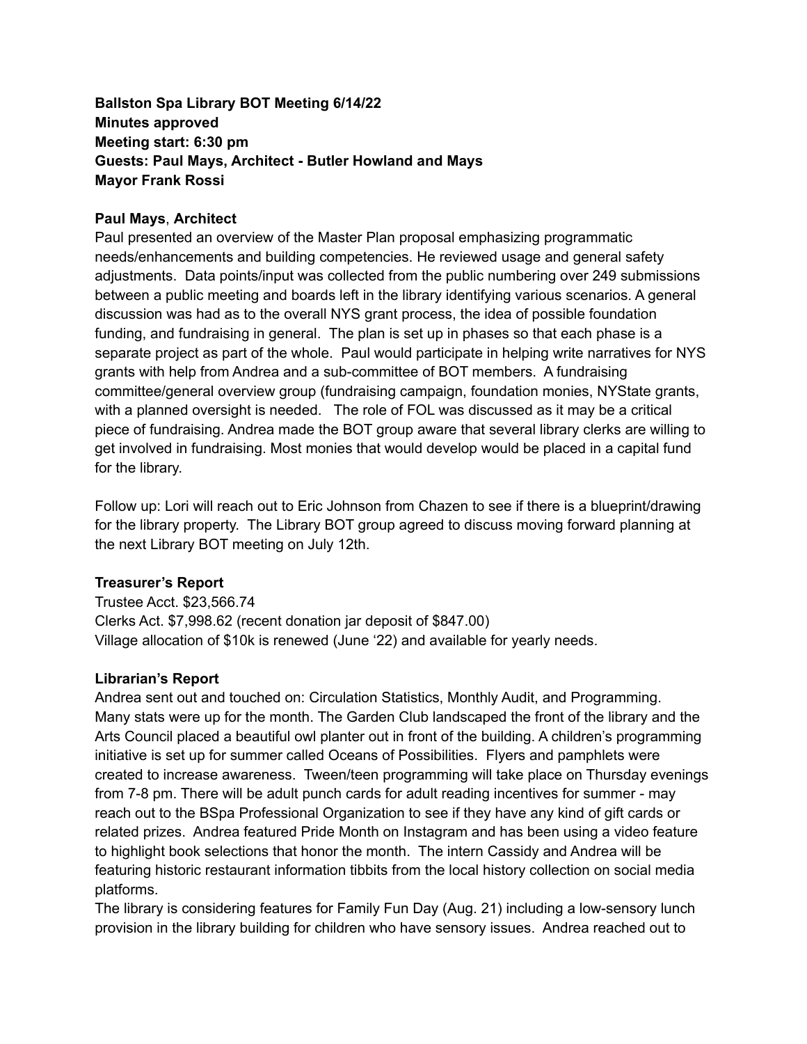**Ballston Spa Library BOT Meeting 6/14/22**
**Minutes approved**
**Meeting start: 6:30 pm**
**Guests: Paul Mays, Architect - Butler Howland and Mays**
**Mayor Frank Rossi**

**Paul Mays**, **Architect**
Paul presented an overview of the Master Plan proposal emphasizing programmatic needs/enhancements and building competencies. He reviewed usage and general safety adjustments. Data points/input was collected from the public numbering over 249 submissions between a public meeting and boards left in the library identifying various scenarios. A general discussion was had as to the overall NYS grant process, the idea of possible foundation funding, and fundraising in general. The plan is set up in phases so that each phase is a separate project as part of the whole. Paul would participate in helping write narratives for NYS grants with help from Andrea and a sub-committee of BOT members. A fundraising committee/general overview group (fundraising campaign, foundation monies, NYState grants, with a planned oversight is needed. The role of FOL was discussed as it may be a critical piece of fundraising. Andrea made the BOT group aware that several library clerks are willing to get involved in fundraising. Most monies that would develop would be placed in a capital fund for the library.

Follow up: Lori will reach out to Eric Johnson from Chazen to see if there is a blueprint/drawing for the library property. The Library BOT group agreed to discuss moving forward planning at the next Library BOT meeting on July 12th.

**Treasurer's Report**
Trustee Acct. $23,566.74
Clerks Act. $7,998.62 (recent donation jar deposit of $847.00)
Village allocation of $10k is renewed (June '22) and available for yearly needs.

**Librarian's Report**
Andrea sent out and touched on: Circulation Statistics, Monthly Audit, and Programming. Many stats were up for the month. The Garden Club landscaped the front of the library and the Arts Council placed a beautiful owl planter out in front of the building. A children's programming initiative is set up for summer called Oceans of Possibilities. Flyers and pamphlets were created to increase awareness. Tween/teen programming will take place on Thursday evenings from 7-8 pm. There will be adult punch cards for adult reading incentives for summer - may reach out to the BSpa Professional Organization to see if they have any kind of gift cards or related prizes. Andrea featured Pride Month on Instagram and has been using a video feature to highlight book selections that honor the month. The intern Cassidy and Andrea will be featuring historic restaurant information tibbits from the local history collection on social media platforms.
The library is considering features for Family Fun Day (Aug. 21) including a low-sensory lunch provision in the library building for children who have sensory issues. Andrea reached out to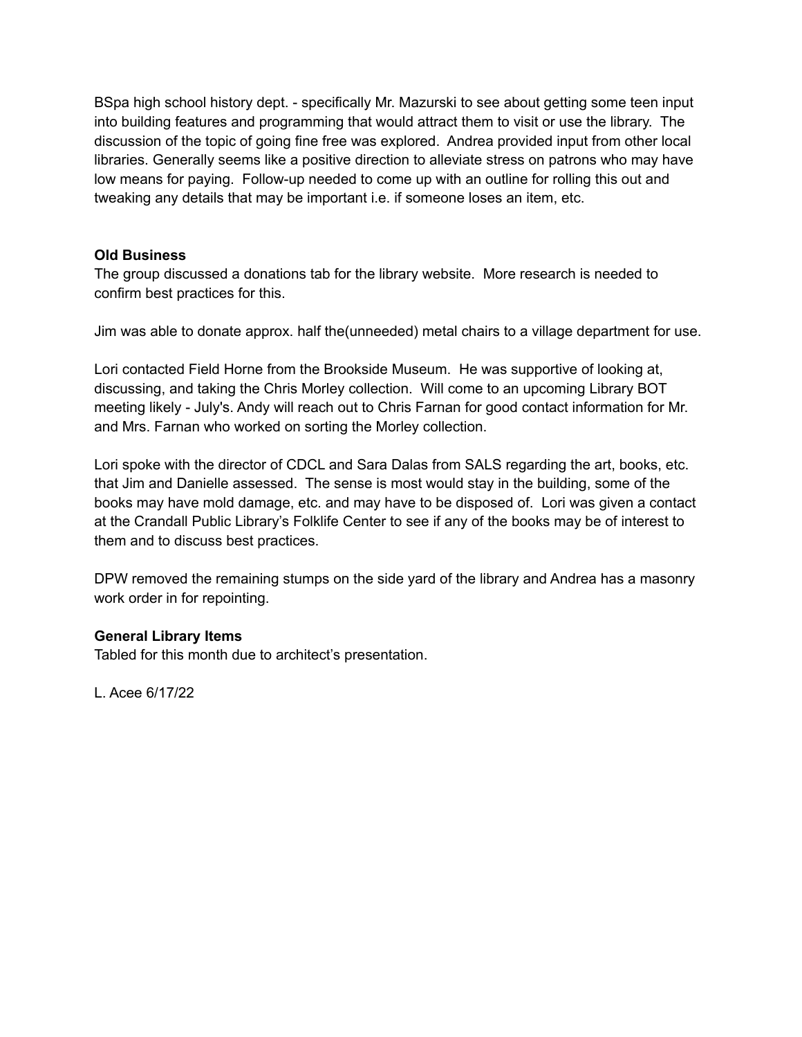BSpa high school history dept. - specifically Mr. Mazurski to see about getting some teen input into building features and programming that would attract them to visit or use the library. The discussion of the topic of going fine free was explored. Andrea provided input from other local libraries. Generally seems like a positive direction to alleviate stress on patrons who may have low means for paying. Follow-up needed to come up with an outline for rolling this out and tweaking any details that may be important i.e. if someone loses an item, etc.

**Old Business**

The group discussed a donations tab for the library website. More research is needed to confirm best practices for this.

Jim was able to donate approx. half the(unneeded) metal chairs to a village department for use.

Lori contacted Field Horne from the Brookside Museum. He was supportive of looking at, discussing, and taking the Chris Morley collection. Will come to an upcoming Library BOT meeting likely - July's. Andy will reach out to Chris Farnan for good contact information for Mr. and Mrs. Farnan who worked on sorting the Morley collection.

Lori spoke with the director of CDCL and Sara Dalas from SALS regarding the art, books, etc. that Jim and Danielle assessed. The sense is most would stay in the building, some of the books may have mold damage, etc. and may have to be disposed of. Lori was given a contact at the Crandall Public Library's Folklife Center to see if any of the books may be of interest to them and to discuss best practices.

DPW removed the remaining stumps on the side yard of the library and Andrea has a masonry work order in for repointing.

**General Library Items**

Tabled for this month due to architect's presentation.

L. Acee 6/17/22